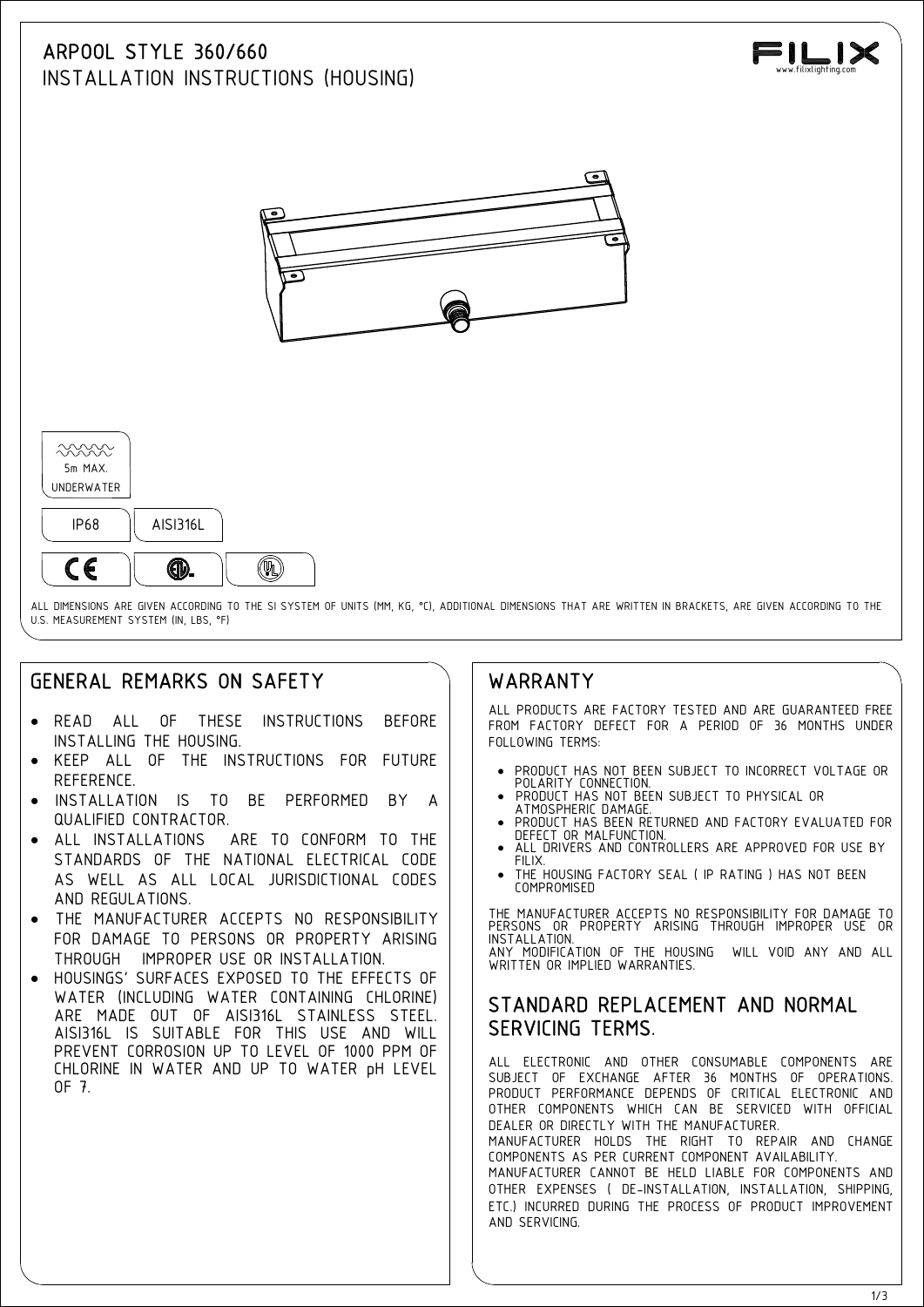# ARPOOL STYLE 360/660

## INSTALLATION INSTRUCTIONS (HOUSING)

5m MAX. UNDERWATER

IP68

AISI316L

ALL DIMENSIONS ARE GIVEN ACCORDING TO THE SI SYSTEM OF UNITS (MM, KG, °C), ADDITIONAL DIMENSIONS THAT ARE WRITTEN IN BRACKETS, ARE GIVEN ACCORDING TO THE U.S. MEASUREMENT SYSTEM (IN, LBS, °F)

## GENERAL REMARKS ON SAFETY

- READ ALL OF THESE INSTRUCTIONS BEFORE INSTALLING THE HOUSING.
- KEEP ALL OF THE INSTRUCTIONS FOR FUTURE REFERENCE.
- INSTALLATION IS TO BE PERFORMED BY A QUALIFIED CONTRACTOR.
- ALL INSTALLATIONS ARE TO CONFORM TO THE STANDARDS OF THE NATIONAL ELECTRICAL CODE AS WELL AS ALL LOCAL JURISDICTIONAL CODES AND REGULATIONS.
- THE MANUFACTURER ACCEPTS NO RESPONSIBILITY FOR DAMAGE TO PERSONS OR PROPERTY ARISING THROUGH IMPROPER USE OR INSTALLATION.
- HOUSINGS' SURFACES EXPOSED TO THE EFFECTS OF WATER (INCLUDING WATER CONTAINING CHLORINE) ARE MADE OUT OF AISI316L STAINLESS STEEL. AISI316L IS SUITABLE FOR THIS USE AND WILL PREVENT CORROSION UP TO LEVEL OF 1000 PPM OF CHLORINE IN WATER AND UP TO WATER pH LEVEL OF 7.

## WARRANTY

ALL PRODUCTS ARE FACTORY TESTED AND ARE GUARANTEED FREE FROM FACTORY DEFECT FOR A PERIOD OF 36 MONTHS UNDER FOLLOWING TERMS:

- PRODUCT HAS NOT BEEN SUBJECT TO INCORRECT VOLTAGE OR POLARITY CONNECTION.
- PRODUCT HAS NOT BEEN SUBJECT TO PHYSICAL OR ATMOSPHERIC DAMAGE.
- PRODUCT HAS BEEN RETURNED AND FACTORY EVALUATED FOR DEFECT OR MALFUNCTION.
- ALL DRIVERS AND CONTROLLERS ARE APPROVED FOR USE BY FILIX.
- THE HOUSING FACTORY SEAL ( IP RATING ) HAS NOT BEEN COMPROMISED

THE MANUFACTURER ACCEPTS NO RESPONSIBILITY FOR DAMAGE TO PERSONS OR PROPERTY ARISING THROUGH IMPROPER USE OR INSTALLATION.
ANY MODIFICATION OF THE HOUSING WILL VOID ANY AND ALL WRITTEN OR IMPLIED WARRANTIES.

## STANDARD REPLACEMENT AND NORMAL SERVICING TERMS.

ALL ELECTRONIC AND OTHER CONSUMABLE COMPONENTS ARE SUBJECT OF EXCHANGE AFTER 36 MONTHS OF OPERATIONS. PRODUCT PERFORMANCE DEPENDS OF CRITICAL ELECTRONIC AND OTHER COMPONENTS WHICH CAN BE SERVICED WITH OFFICIAL DEALER OR DIRECTLY WITH THE MANUFACTURER.
MANUFACTURER HOLDS THE RIGHT TO REPAIR AND CHANGE COMPONENTS AS PER CURRENT COMPONENT AVAILABILITY.
MANUFACTURER CANNOT BE HELD LIABLE FOR COMPONENTS AND OTHER EXPENSES ( DE-INSTALLATION, INSTALLATION, SHIPPING, ETC.) INCURRED DURING THE PROCESS OF PRODUCT IMPROVEMENT AND SERVICING.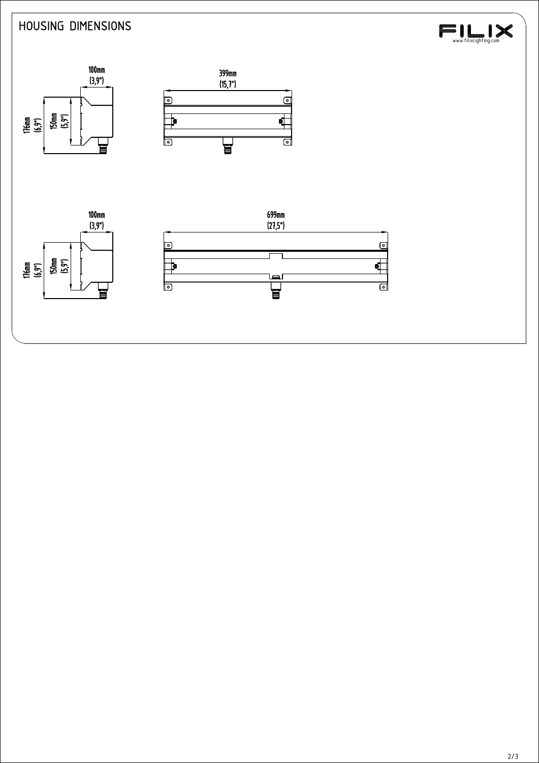# HOUSING DIMENSIONS

100mm (3,9")

176mm (6,9")

150mm (5,9")

399mm (15,7")

100mm (3,9")

176mm (6,9")

150mm (5,9")

699mm (27,5")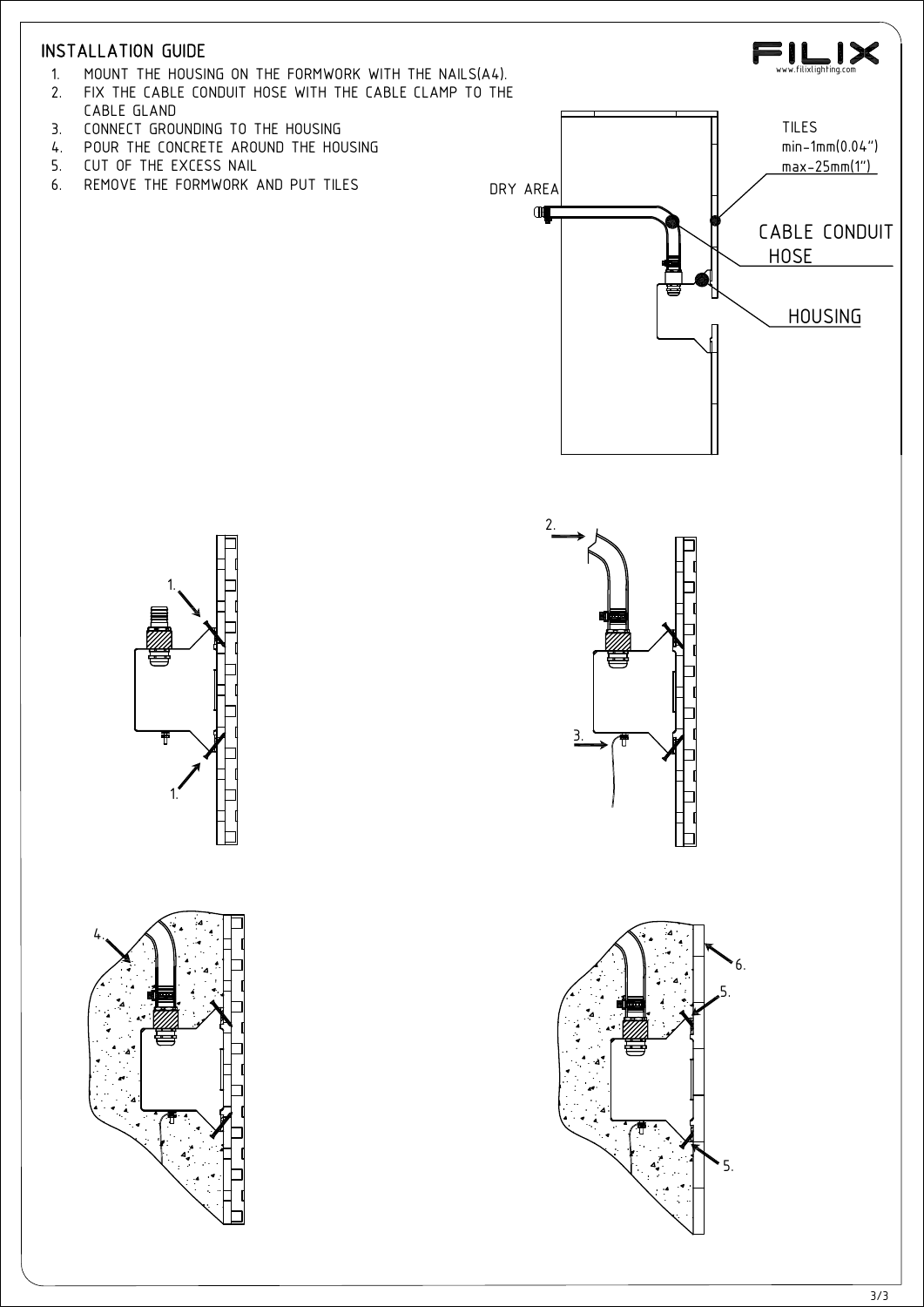## INSTALLATION GUIDE

1. MOUNT THE HOUSING ON THE FORMWORK WITH THE NAILS(A4).
2. FIX THE CABLE CONDUIT HOSE WITH THE CABLE CLAMP TO THE CABLE GLAND
3. CONNECT GROUNDING TO THE HOUSING
4. POUR THE CONCRETE AROUND THE HOUSING
5. CUT OF THE EXCESS NAIL
6. REMOVE THE FORMWORK AND PUT TILES

DRY AREA

TILES
min-1mm(0.04")
max-25mm(1")

CABLE CONDUIT HOSE

HOUSING

1.

1.

2.

3.

4.

5.

5.

6.